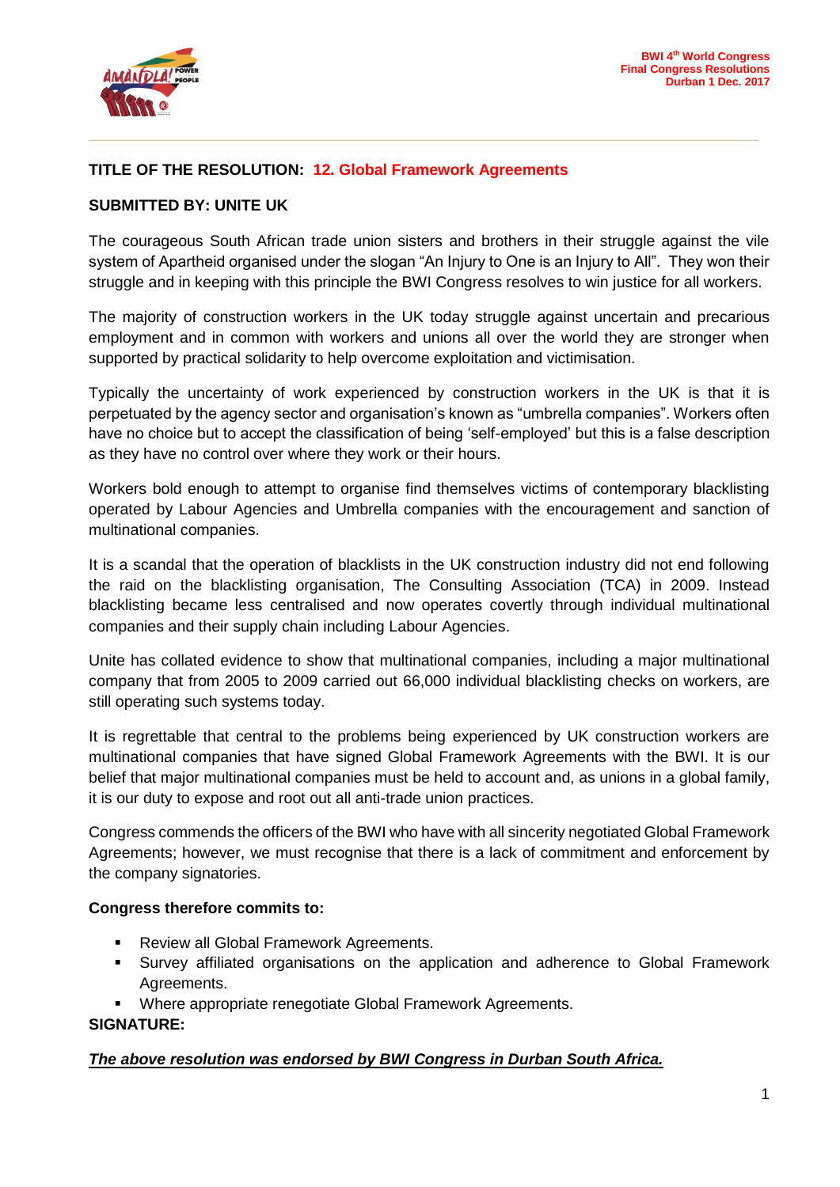**BWI 4th World Congress**
**Final Congress Resolutions**
**Durban 1 Dec. 2017**

**TITLE OF THE RESOLUTION: 12. Global Framework Agreements**

**SUBMITTED BY: UNITE UK**

The courageous South African trade union sisters and brothers in their struggle against the vile system of Apartheid organised under the slogan "An Injury to One is an Injury to All". They won their struggle and in keeping with this principle the BWI Congress resolves to win justice for all workers.

The majority of construction workers in the UK today struggle against uncertain and precarious employment and in common with workers and unions all over the world they are stronger when supported by practical solidarity to help overcome exploitation and victimisation.

Typically the uncertainty of work experienced by construction workers in the UK is that it is perpetuated by the agency sector and organisation's known as "umbrella companies". Workers often have no choice but to accept the classification of being 'self-employed' but this is a false description as they have no control over where they work or their hours.

Workers bold enough to attempt to organise find themselves victims of contemporary blacklisting operated by Labour Agencies and Umbrella companies with the encouragement and sanction of multinational companies.

It is a scandal that the operation of blacklists in the UK construction industry did not end following the raid on the blacklisting organisation, The Consulting Association (TCA) in 2009. Instead blacklisting became less centralised and now operates covertly through individual multinational companies and their supply chain including Labour Agencies.

Unite has collated evidence to show that multinational companies, including a major multinational company that from 2005 to 2009 carried out 66,000 individual blacklisting checks on workers, are still operating such systems today.

It is regrettable that central to the problems being experienced by UK construction workers are multinational companies that have signed Global Framework Agreements with the BWI. It is our belief that major multinational companies must be held to account and, as unions in a global family, it is our duty to expose and root out all anti-trade union practices.

Congress commends the officers of the BWI who have with all sincerity negotiated Global Framework Agreements; however, we must recognise that there is a lack of commitment and enforcement by the company signatories.

**Congress therefore commits to:**

- Review all Global Framework Agreements.
- Survey affiliated organisations on the application and adherence to Global Framework Agreements.
- Where appropriate renegotiate Global Framework Agreements.

**SIGNATURE:**

***The above resolution was endorsed by BWI Congress in Durban South Africa.***